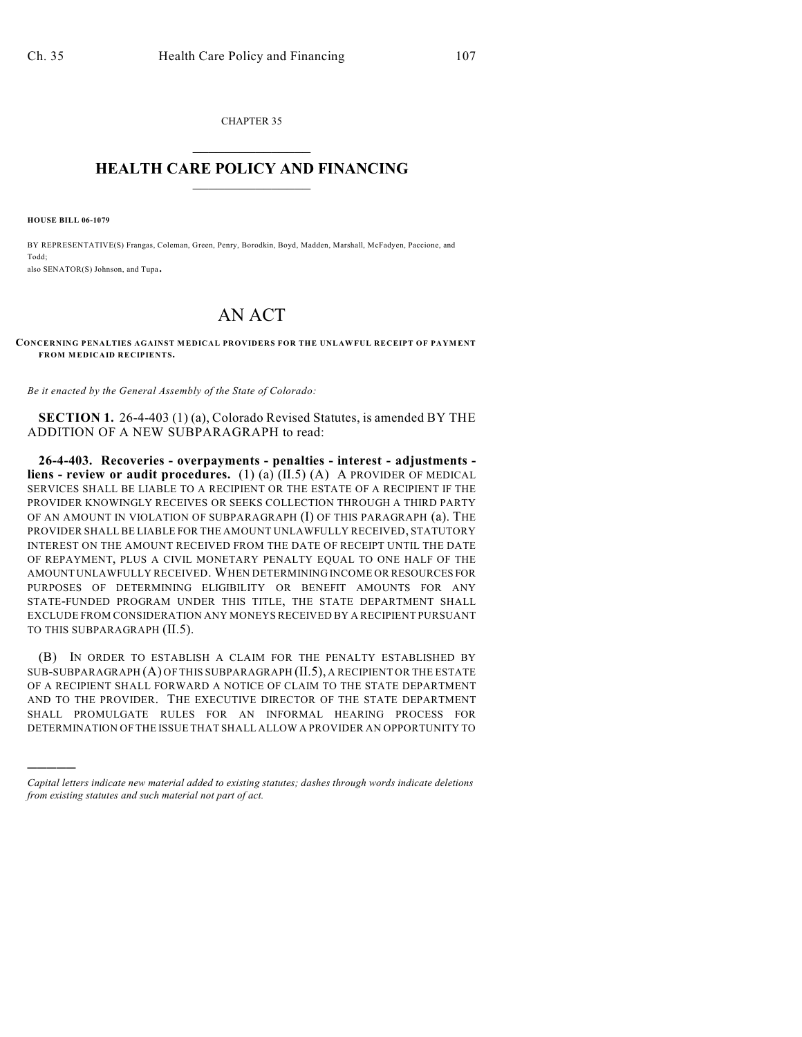CHAPTER 35

# HEALTH CARE POLICY AND FINANCING

**HOUSE BILL 06-1079**

BY REPRESENTATIVE(S) Frangas, Coleman, Green, Penry, Borodkin, Boyd, Madden, Marshall, McFadyen, Paccione, and Todd;
also SENATOR(S) Johnson, and Tupa.

# AN ACT

**CONCERNING PENALTIES AGAINST MEDICAL PROVIDERS FOR THE UNLAWFUL RECEIPT OF PAYMENT FROM MEDICAID RECIPIENTS.**

*Be it enacted by the General Assembly of the State of Colorado:*

**SECTION 1.** 26-4-403 (1) (a), Colorado Revised Statutes, is amended BY THE ADDITION OF A NEW SUBPARAGRAPH to read:

**26-4-403. Recoveries - overpayments - penalties - interest - adjustments - liens - review or audit procedures.** (1) (a) (II.5) (A) A PROVIDER OF MEDICAL SERVICES SHALL BE LIABLE TO A RECIPIENT OR THE ESTATE OF A RECIPIENT IF THE PROVIDER KNOWINGLY RECEIVES OR SEEKS COLLECTION THROUGH A THIRD PARTY OF AN AMOUNT IN VIOLATION OF SUBPARAGRAPH (I) OF THIS PARAGRAPH (a). THE PROVIDER SHALL BE LIABLE FOR THE AMOUNT UNLAWFULLY RECEIVED, STATUTORY INTEREST ON THE AMOUNT RECEIVED FROM THE DATE OF RECEIPT UNTIL THE DATE OF REPAYMENT, PLUS A CIVIL MONETARY PENALTY EQUAL TO ONE HALF OF THE AMOUNT UNLAWFULLY RECEIVED. WHEN DETERMINING INCOME OR RESOURCES FOR PURPOSES OF DETERMINING ELIGIBILITY OR BENEFIT AMOUNTS FOR ANY STATE-FUNDED PROGRAM UNDER THIS TITLE, THE STATE DEPARTMENT SHALL EXCLUDE FROM CONSIDERATION ANY MONEYS RECEIVED BY A RECIPIENT PURSUANT TO THIS SUBPARAGRAPH (II.5).

(B) IN ORDER TO ESTABLISH A CLAIM FOR THE PENALTY ESTABLISHED BY SUB-SUBPARAGRAPH (A) OF THIS SUBPARAGRAPH (II.5), A RECIPIENT OR THE ESTATE OF A RECIPIENT SHALL FORWARD A NOTICE OF CLAIM TO THE STATE DEPARTMENT AND TO THE PROVIDER. THE EXECUTIVE DIRECTOR OF THE STATE DEPARTMENT SHALL PROMULGATE RULES FOR AN INFORMAL HEARING PROCESS FOR DETERMINATION OF THE ISSUE THAT SHALL ALLOW A PROVIDER AN OPPORTUNITY TO

---

*Capital letters indicate new material added to existing statutes; dashes through words indicate deletions from existing statutes and such material not part of act.*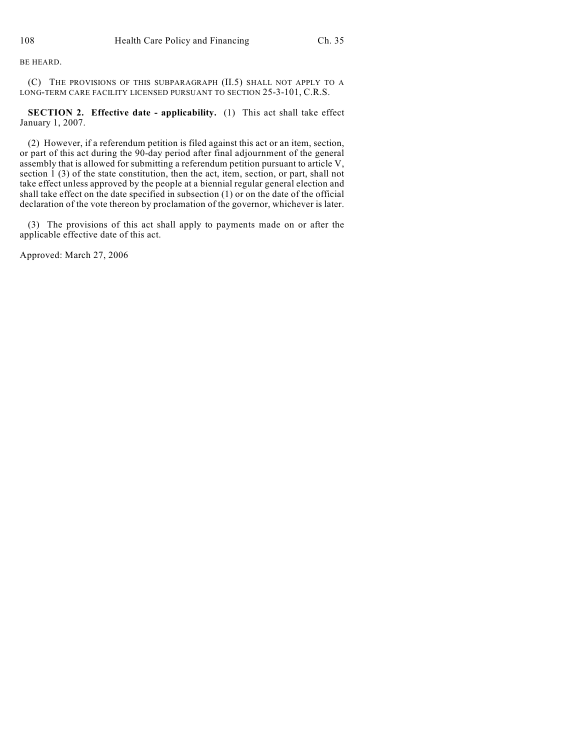BE HEARD.

(C) THE PROVISIONS OF THIS SUBPARAGRAPH (II.5) SHALL NOT APPLY TO A LONG-TERM CARE FACILITY LICENSED PURSUANT TO SECTION 25-3-101, C.R.S.

**SECTION 2. Effective date - applicability.** (1) This act shall take effect January 1, 2007.

(2) However, if a referendum petition is filed against this act or an item, section, or part of this act during the 90-day period after final adjournment of the general assembly that is allowed for submitting a referendum petition pursuant to article V, section 1 (3) of the state constitution, then the act, item, section, or part, shall not take effect unless approved by the people at a biennial regular general election and shall take effect on the date specified in subsection (1) or on the date of the official declaration of the vote thereon by proclamation of the governor, whichever is later.

(3) The provisions of this act shall apply to payments made on or after the applicable effective date of this act.

Approved: March 27, 2006